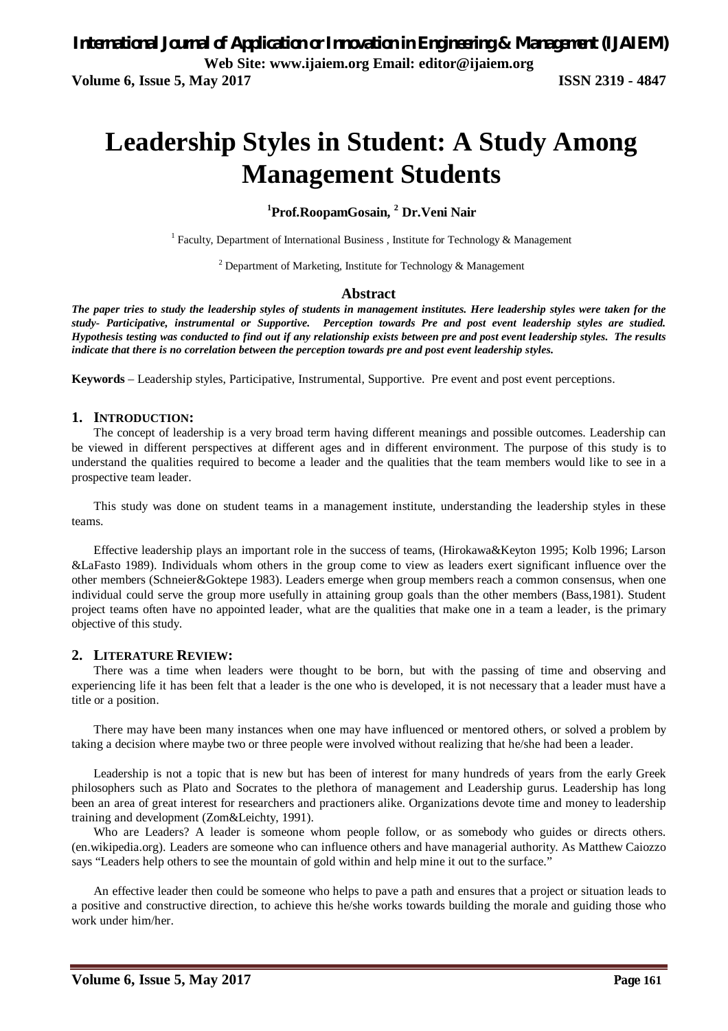# Leadership Styles in Student: A Study Among Management Students

**[1]Prof.RoopamGosain, [2] Dr.Veni Nair**

[1] Faculty, Department of International Business , Institute for Technology & Management

[2] Department of Marketing, Institute for Technology & Management

## Abstract

***The paper tries to study the leadership styles of students in management institutes. Here leadership styles were taken for the study- Participative, instrumental or Supportive. Perception towards Pre and post event leadership styles are studied. Hypothesis testing was conducted to find out if any relationship exists between pre and post event leadership styles. The results indicate that there is no correlation between the perception towards pre and post event leadership styles.***

**Keywords** – Leadership styles, Participative, Instrumental, Supportive. Pre event and post event perceptions.

## 1. INTRODUCTION:

The concept of leadership is a very broad term having different meanings and possible outcomes. Leadership can be viewed in different perspectives at different ages and in different environment. The purpose of this study is to understand the qualities required to become a leader and the qualities that the team members would like to see in a prospective team leader.

This study was done on student teams in a management institute, understanding the leadership styles in these teams.

Effective leadership plays an important role in the success of teams, (Hirokawa&Keyton 1995; Kolb 1996; Larson &LaFasto 1989). Individuals whom others in the group come to view as leaders exert significant influence over the other members (Schneier&Goktepe 1983). Leaders emerge when group members reach a common consensus, when one individual could serve the group more usefully in attaining group goals than the other members (Bass,1981). Student project teams often have no appointed leader, what are the qualities that make one in a team a leader, is the primary objective of this study.

## 2. LITERATURE REVIEW:

There was a time when leaders were thought to be born, but with the passing of time and observing and experiencing life it has been felt that a leader is the one who is developed, it is not necessary that a leader must have a title or a position.

There may have been many instances when one may have influenced or mentored others, or solved a problem by taking a decision where maybe two or three people were involved without realizing that he/she had been a leader.

Leadership is not a topic that is new but has been of interest for many hundreds of years from the early Greek philosophers such as Plato and Socrates to the plethora of management and Leadership gurus. Leadership has long been an area of great interest for researchers and practioners alike. Organizations devote time and money to leadership training and development (Zom&Leichty, 1991).

Who are Leaders? A leader is someone whom people follow, or as somebody who guides or directs others. (en.wikipedia.org). Leaders are someone who can influence others and have managerial authority. As Matthew Caiozzo says "Leaders help others to see the mountain of gold within and help mine it out to the surface."

An effective leader then could be someone who helps to pave a path and ensures that a project or situation leads to a positive and constructive direction, to achieve this he/she works towards building the morale and guiding those who work under him/her.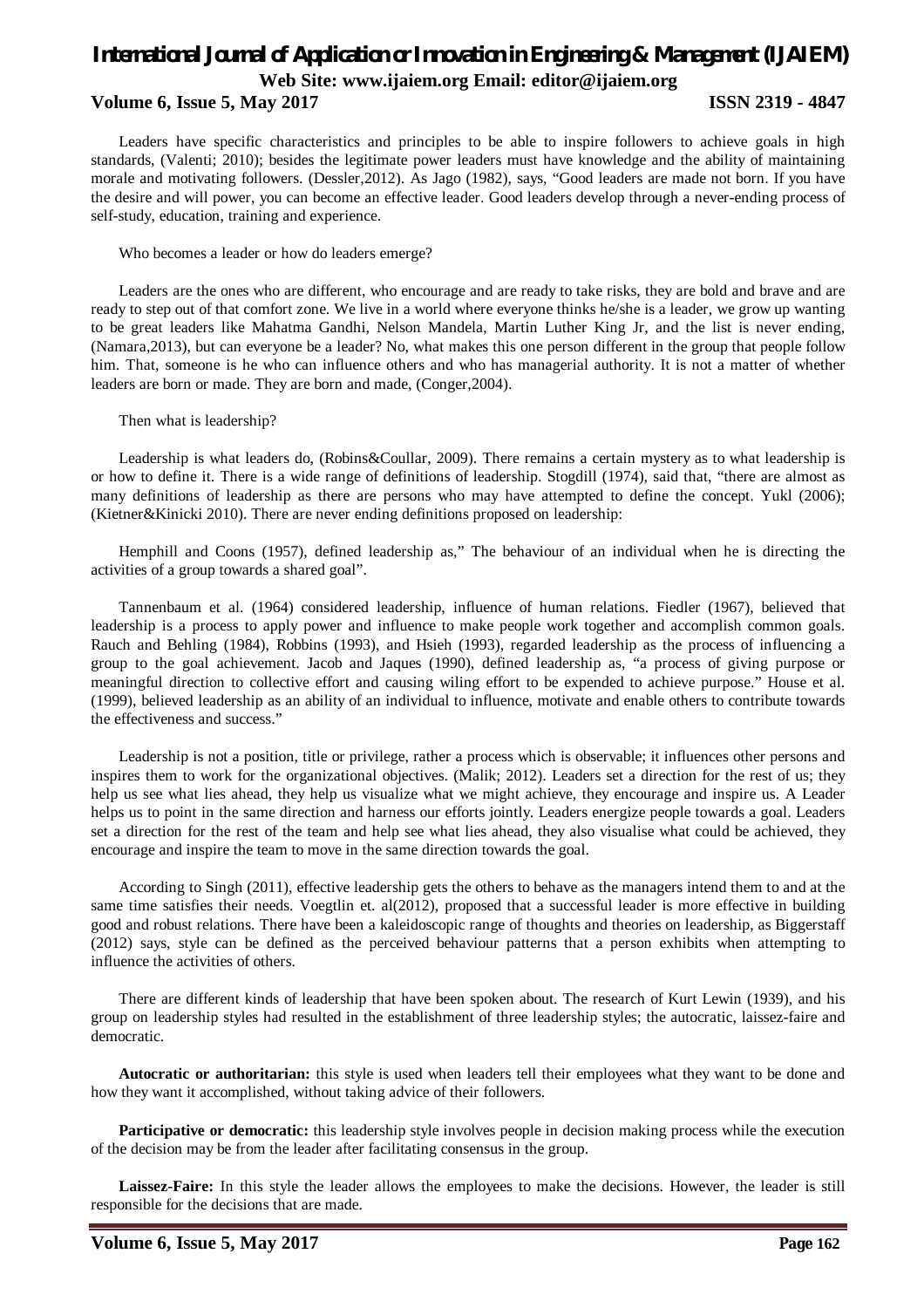Leaders have specific characteristics and principles to be able to inspire followers to achieve goals in high standards, (Valenti; 2010); besides the legitimate power leaders must have knowledge and the ability of maintaining morale and motivating followers. (Dessler,2012). As Jago (1982), says, "Good leaders are made not born. If you have the desire and will power, you can become an effective leader. Good leaders develop through a never-ending process of self-study, education, training and experience.

Who becomes a leader or how do leaders emerge?

Leaders are the ones who are different, who encourage and are ready to take risks, they are bold and brave and are ready to step out of that comfort zone. We live in a world where everyone thinks he/she is a leader, we grow up wanting to be great leaders like Mahatma Gandhi, Nelson Mandela, Martin Luther King Jr, and the list is never ending, (Namara,2013), but can everyone be a leader? No, what makes this one person different in the group that people follow him. That, someone is he who can influence others and who has managerial authority. It is not a matter of whether leaders are born or made. They are born and made, (Conger,2004).

Then what is leadership?

Leadership is what leaders do, (Robins&Coullar, 2009). There remains a certain mystery as to what leadership is or how to define it. There is a wide range of definitions of leadership. Stogdill (1974), said that, "there are almost as many definitions of leadership as there are persons who may have attempted to define the concept. Yukl (2006); (Kietner&Kinicki 2010). There are never ending definitions proposed on leadership:

Hemphill and Coons (1957), defined leadership as," The behaviour of an individual when he is directing the activities of a group towards a shared goal".

Tannenbaum et al. (1964) considered leadership, influence of human relations. Fiedler (1967), believed that leadership is a process to apply power and influence to make people work together and accomplish common goals. Rauch and Behling (1984), Robbins (1993), and Hsieh (1993), regarded leadership as the process of influencing a group to the goal achievement. Jacob and Jaques (1990), defined leadership as, "a process of giving purpose or meaningful direction to collective effort and causing wiling effort to be expended to achieve purpose." House et al. (1999), believed leadership as an ability of an individual to influence, motivate and enable others to contribute towards the effectiveness and success."

Leadership is not a position, title or privilege, rather a process which is observable; it influences other persons and inspires them to work for the organizational objectives. (Malik; 2012). Leaders set a direction for the rest of us; they help us see what lies ahead, they help us visualize what we might achieve, they encourage and inspire us. A Leader helps us to point in the same direction and harness our efforts jointly. Leaders energize people towards a goal. Leaders set a direction for the rest of the team and help see what lies ahead, they also visualise what could be achieved, they encourage and inspire the team to move in the same direction towards the goal.

According to Singh (2011), effective leadership gets the others to behave as the managers intend them to and at the same time satisfies their needs. Voegtlin et. al(2012), proposed that a successful leader is more effective in building good and robust relations. There have been a kaleidoscopic range of thoughts and theories on leadership, as Biggerstaff (2012) says, style can be defined as the perceived behaviour patterns that a person exhibits when attempting to influence the activities of others.

There are different kinds of leadership that have been spoken about. The research of Kurt Lewin (1939), and his group on leadership styles had resulted in the establishment of three leadership styles; the autocratic, laissez-faire and democratic.

**Autocratic or authoritarian:** this style is used when leaders tell their employees what they want to be done and how they want it accomplished, without taking advice of their followers.

**Participative or democratic:** this leadership style involves people in decision making process while the execution of the decision may be from the leader after facilitating consensus in the group.

**Laissez-Faire:** In this style the leader allows the employees to make the decisions. However, the leader is still responsible for the decisions that are made.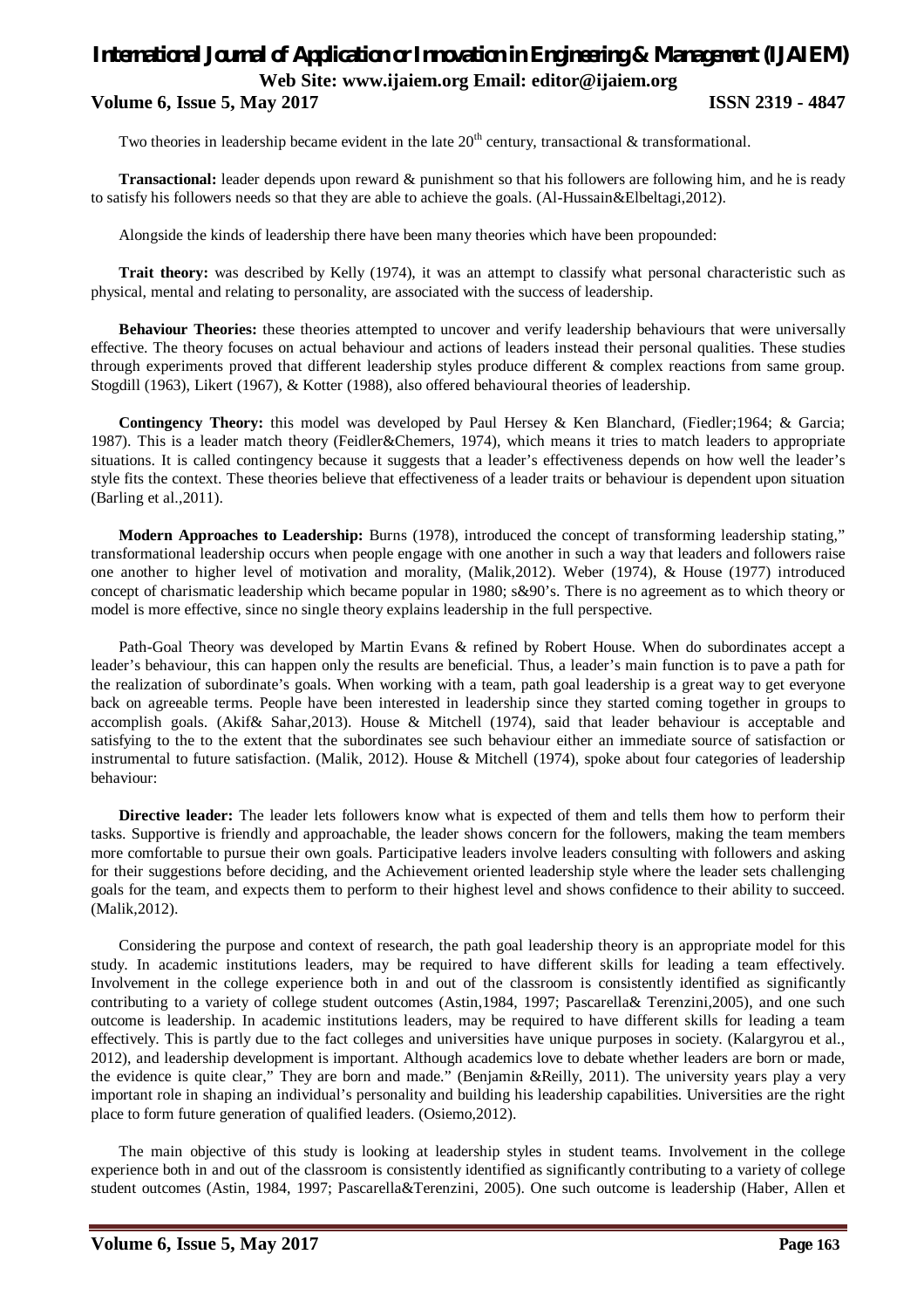Two theories in leadership became evident in the late 20th century, transactional & transformational.

**Transactional:** leader depends upon reward & punishment so that his followers are following him, and he is ready to satisfy his followers needs so that they are able to achieve the goals. (Al-Hussain&Elbeltagi,2012).

Alongside the kinds of leadership there have been many theories which have been propounded:

**Trait theory:** was described by Kelly (1974), it was an attempt to classify what personal characteristic such as physical, mental and relating to personality, are associated with the success of leadership.

**Behaviour Theories:** these theories attempted to uncover and verify leadership behaviours that were universally effective. The theory focuses on actual behaviour and actions of leaders instead their personal qualities. These studies through experiments proved that different leadership styles produce different & complex reactions from same group. Stogdill (1963), Likert (1967), & Kotter (1988), also offered behavioural theories of leadership.

**Contingency Theory:** this model was developed by Paul Hersey & Ken Blanchard, (Fiedler;1964; & Garcia; 1987). This is a leader match theory (Feidler&Chemers, 1974), which means it tries to match leaders to appropriate situations. It is called contingency because it suggests that a leader's effectiveness depends on how well the leader's style fits the context. These theories believe that effectiveness of a leader traits or behaviour is dependent upon situation (Barling et al.,2011).

**Modern Approaches to Leadership:** Burns (1978), introduced the concept of transforming leadership stating," transformational leadership occurs when people engage with one another in such a way that leaders and followers raise one another to higher level of motivation and morality, (Malik,2012). Weber (1974), & House (1977) introduced concept of charismatic leadership which became popular in 1980; s&90's. There is no agreement as to which theory or model is more effective, since no single theory explains leadership in the full perspective.

Path-Goal Theory was developed by Martin Evans & refined by Robert House. When do subordinates accept a leader's behaviour, this can happen only the results are beneficial. Thus, a leader's main function is to pave a path for the realization of subordinate's goals. When working with a team, path goal leadership is a great way to get everyone back on agreeable terms. People have been interested in leadership since they started coming together in groups to accomplish goals. (Akif& Sahar,2013). House & Mitchell (1974), said that leader behaviour is acceptable and satisfying to the to the extent that the subordinates see such behaviour either an immediate source of satisfaction or instrumental to future satisfaction. (Malik, 2012). House & Mitchell (1974), spoke about four categories of leadership behaviour:

**Directive leader:** The leader lets followers know what is expected of them and tells them how to perform their tasks. Supportive is friendly and approachable, the leader shows concern for the followers, making the team members more comfortable to pursue their own goals. Participative leaders involve leaders consulting with followers and asking for their suggestions before deciding, and the Achievement oriented leadership style where the leader sets challenging goals for the team, and expects them to perform to their highest level and shows confidence to their ability to succeed. (Malik,2012).

Considering the purpose and context of research, the path goal leadership theory is an appropriate model for this study. In academic institutions leaders, may be required to have different skills for leading a team effectively. Involvement in the college experience both in and out of the classroom is consistently identified as significantly contributing to a variety of college student outcomes (Astin,1984, 1997; Pascarella& Terenzini,2005), and one such outcome is leadership. In academic institutions leaders, may be required to have different skills for leading a team effectively. This is partly due to the fact colleges and universities have unique purposes in society. (Kalargyrou et al., 2012), and leadership development is important. Although academics love to debate whether leaders are born or made, the evidence is quite clear," They are born and made." (Benjamin &Reilly, 2011). The university years play a very important role in shaping an individual's personality and building his leadership capabilities. Universities are the right place to form future generation of qualified leaders. (Osiemo,2012).

The main objective of this study is looking at leadership styles in student teams. Involvement in the college experience both in and out of the classroom is consistently identified as significantly contributing to a variety of college student outcomes (Astin, 1984, 1997; Pascarella&Terenzini, 2005). One such outcome is leadership (Haber, Allen et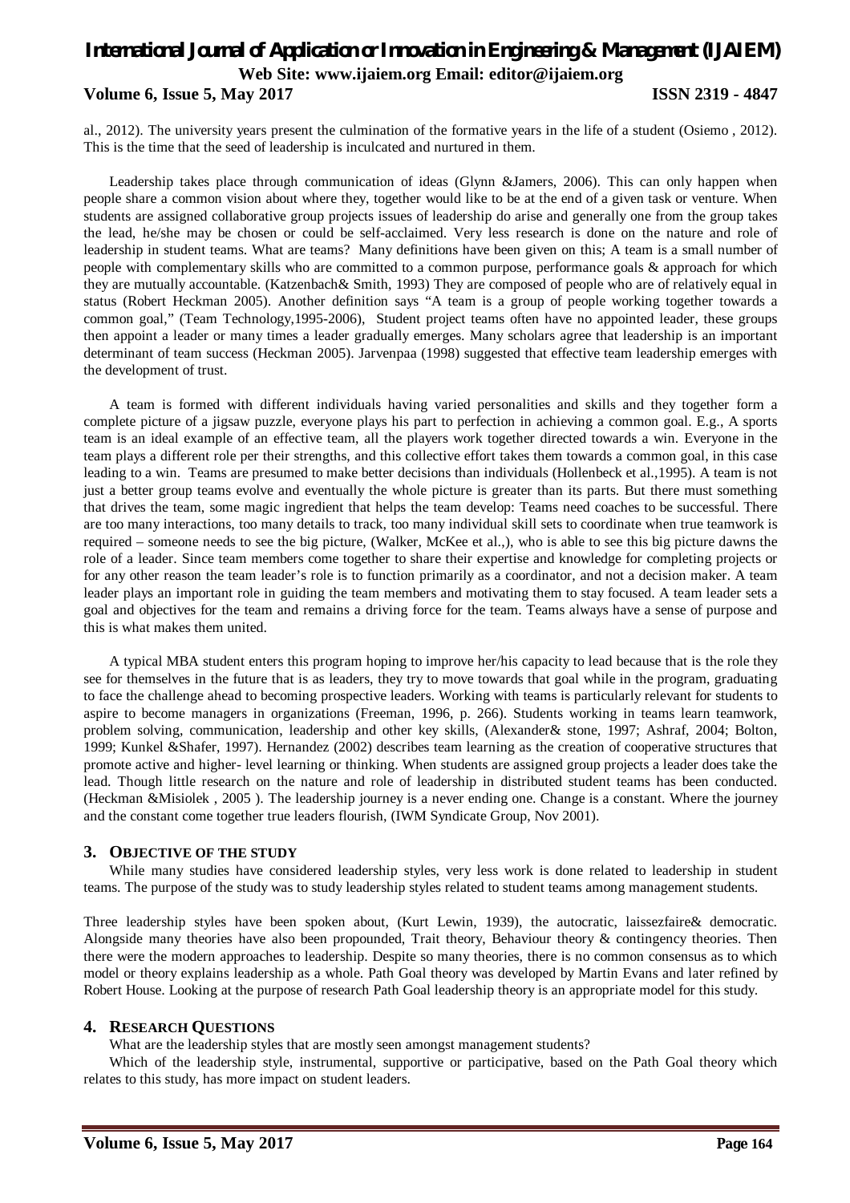al., 2012). The university years present the culmination of the formative years in the life of a student (Osiemo , 2012). This is the time that the seed of leadership is inculcated and nurtured in them.

Leadership takes place through communication of ideas (Glynn &Jamers, 2006). This can only happen when people share a common vision about where they, together would like to be at the end of a given task or venture. When students are assigned collaborative group projects issues of leadership do arise and generally one from the group takes the lead, he/she may be chosen or could be self-acclaimed. Very less research is done on the nature and role of leadership in student teams. What are teams? Many definitions have been given on this; A team is a small number of people with complementary skills who are committed to a common purpose, performance goals & approach for which they are mutually accountable. (Katzenbach& Smith, 1993) They are composed of people who are of relatively equal in status (Robert Heckman 2005). Another definition says "A team is a group of people working together towards a common goal," (Team Technology,1995-2006), Student project teams often have no appointed leader, these groups then appoint a leader or many times a leader gradually emerges. Many scholars agree that leadership is an important determinant of team success (Heckman 2005). Jarvenpaa (1998) suggested that effective team leadership emerges with the development of trust.

A team is formed with different individuals having varied personalities and skills and they together form a complete picture of a jigsaw puzzle, everyone plays his part to perfection in achieving a common goal. E.g., A sports team is an ideal example of an effective team, all the players work together directed towards a win. Everyone in the team plays a different role per their strengths, and this collective effort takes them towards a common goal, in this case leading to a win. Teams are presumed to make better decisions than individuals (Hollenbeck et al.,1995). A team is not just a better group teams evolve and eventually the whole picture is greater than its parts. But there must something that drives the team, some magic ingredient that helps the team develop: Teams need coaches to be successful. There are too many interactions, too many details to track, too many individual skill sets to coordinate when true teamwork is required – someone needs to see the big picture, (Walker, McKee et al.,), who is able to see this big picture dawns the role of a leader. Since team members come together to share their expertise and knowledge for completing projects or for any other reason the team leader's role is to function primarily as a coordinator, and not a decision maker. A team leader plays an important role in guiding the team members and motivating them to stay focused. A team leader sets a goal and objectives for the team and remains a driving force for the team. Teams always have a sense of purpose and this is what makes them united.

A typical MBA student enters this program hoping to improve her/his capacity to lead because that is the role they see for themselves in the future that is as leaders, they try to move towards that goal while in the program, graduating to face the challenge ahead to becoming prospective leaders. Working with teams is particularly relevant for students to aspire to become managers in organizations (Freeman, 1996, p. 266). Students working in teams learn teamwork, problem solving, communication, leadership and other key skills, (Alexander& stone, 1997; Ashraf, 2004; Bolton, 1999; Kunkel &Shafer, 1997). Hernandez (2002) describes team learning as the creation of cooperative structures that promote active and higher- level learning or thinking. When students are assigned group projects a leader does take the lead. Though little research on the nature and role of leadership in distributed student teams has been conducted. (Heckman &Misiolek , 2005 ). The leadership journey is a never ending one. Change is a constant. Where the journey and the constant come together true leaders flourish, (IWM Syndicate Group, Nov 2001).

## 3. Objective of the Study

While many studies have considered leadership styles, very less work is done related to leadership in student teams. The purpose of the study was to study leadership styles related to student teams among management students.

Three leadership styles have been spoken about, (Kurt Lewin, 1939), the autocratic, laissezfaire& democratic. Alongside many theories have also been propounded, Trait theory, Behaviour theory & contingency theories. Then there were the modern approaches to leadership. Despite so many theories, there is no common consensus as to which model or theory explains leadership as a whole. Path Goal theory was developed by Martin Evans and later refined by Robert House. Looking at the purpose of research Path Goal leadership theory is an appropriate model for this study.

## 4. Research Questions

What are the leadership styles that are mostly seen amongst management students?

Which of the leadership style, instrumental, supportive or participative, based on the Path Goal theory which relates to this study, has more impact on student leaders.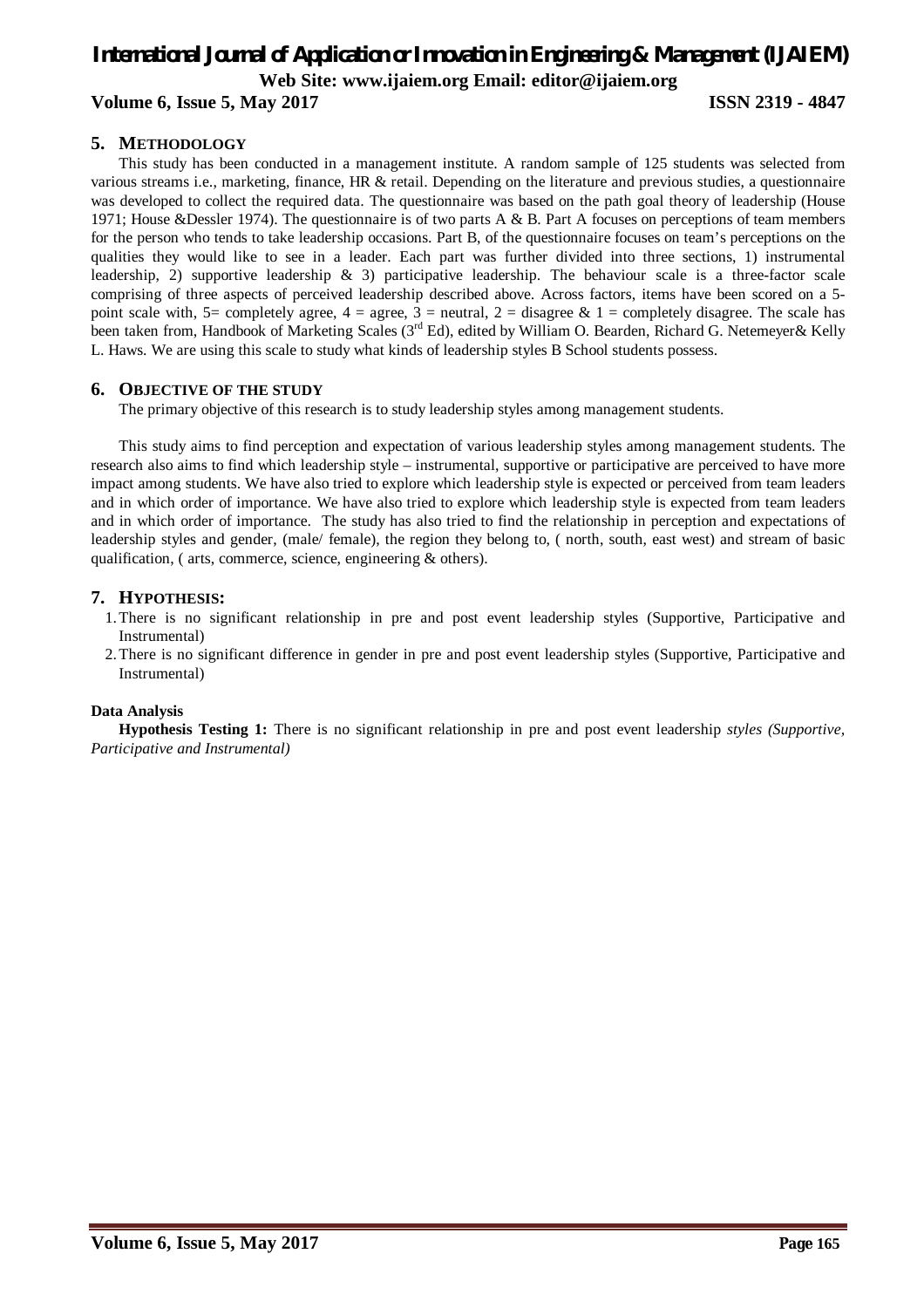## 5. METHODOLOGY

This study has been conducted in a management institute. A random sample of 125 students was selected from various streams i.e., marketing, finance, HR & retail. Depending on the literature and previous studies, a questionnaire was developed to collect the required data. The questionnaire was based on the path goal theory of leadership (House 1971; House &Dessler 1974). The questionnaire is of two parts A & B. Part A focuses on perceptions of team members for the person who tends to take leadership occasions. Part B, of the questionnaire focuses on team's perceptions on the qualities they would like to see in a leader. Each part was further divided into three sections, 1) instrumental leadership, 2) supportive leadership & 3) participative leadership. The behaviour scale is a three-factor scale comprising of three aspects of perceived leadership described above. Across factors, items have been scored on a 5-point scale with, 5= completely agree, 4 = agree, 3 = neutral, 2 = disagree & 1 = completely disagree. The scale has been taken from, Handbook of Marketing Scales (3rd Ed), edited by William O. Bearden, Richard G. Netemeyer& Kelly L. Haws. We are using this scale to study what kinds of leadership styles B School students possess.

## 6. OBJECTIVE OF THE STUDY

The primary objective of this research is to study leadership styles among management students.

This study aims to find perception and expectation of various leadership styles among management students. The research also aims to find which leadership style – instrumental, supportive or participative are perceived to have more impact among students. We have also tried to explore which leadership style is expected or perceived from team leaders and in which order of importance. We have also tried to explore which leadership style is expected from team leaders and in which order of importance. The study has also tried to find the relationship in perception and expectations of leadership styles and gender, (male/ female), the region they belong to, ( north, south, east west) and stream of basic qualification, ( arts, commerce, science, engineering & others).

## 7. HYPOTHESIS:

1. There is no significant relationship in pre and post event leadership styles (Supportive, Participative and Instrumental)
2. There is no significant difference in gender in pre and post event leadership styles (Supportive, Participative and Instrumental)

**Data Analysis**

**Hypothesis Testing 1:** There is no significant relationship in pre and post event leadership *styles (Supportive, Participative and Instrumental)*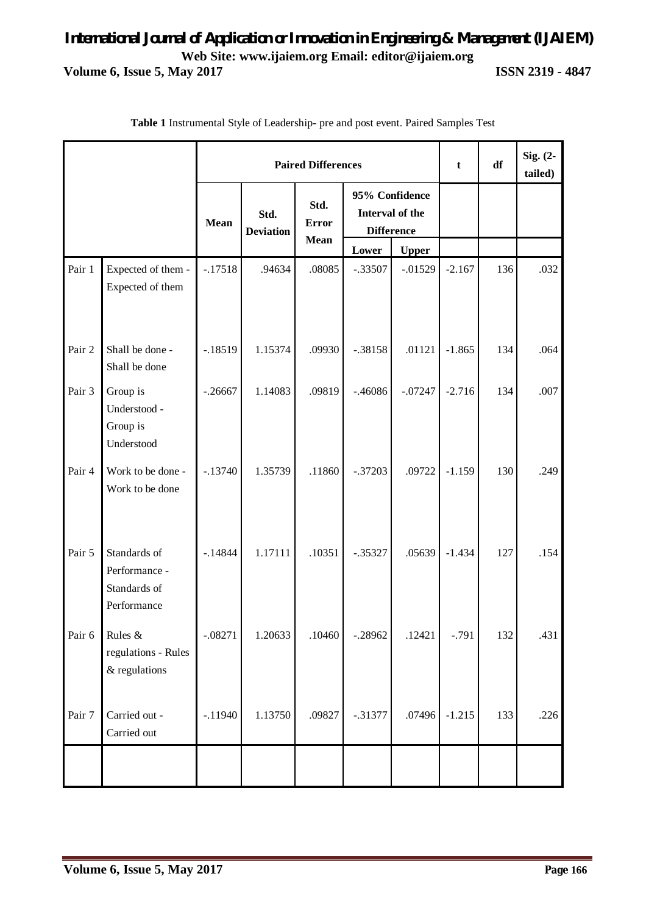**Table 1** Instrumental Style of Leadership- pre and post event. Paired Samples Test

| | | Paired Differences | | | | | t | df | Sig. (2-tailed) |
|---|---|---|---|---|---|---|---|---|---|
| | | Mean | Std. Deviation | Std. Error Mean | 95% Confidence Interval of the Difference | | | | |
| | | | | | Lower | Upper | | | |
| Pair 1 | Expected of them - Expected of them | -.17518 | .94634 | .08085 | -.33507 | -.01529 | -2.167 | 136 | .032 |
| Pair 2 | Shall be done - Shall be done | -.18519 | 1.15374 | .09930 | -.38158 | .01121 | -1.865 | 134 | .064 |
| Pair 3 | Group is Understood - Group is Understood | -.26667 | 1.14083 | .09819 | -.46086 | -.07247 | -2.716 | 134 | .007 |
| Pair 4 | Work to be done - Work to be done | -.13740 | 1.35739 | .11860 | -.37203 | .09722 | -1.159 | 130 | .249 |
| Pair 5 | Standards of Performance - Standards of Performance | -.14844 | 1.17111 | .10351 | -.35327 | .05639 | -1.434 | 127 | .154 |
| Pair 6 | Rules & regulations - Rules & regulations | -.08271 | 1.20633 | .10460 | -.28962 | .12421 | -.791 | 132 | .431 |
| Pair 7 | Carried out - Carried out | -.11940 | 1.13750 | .09827 | -.31377 | .07496 | -1.215 | 133 | .226 |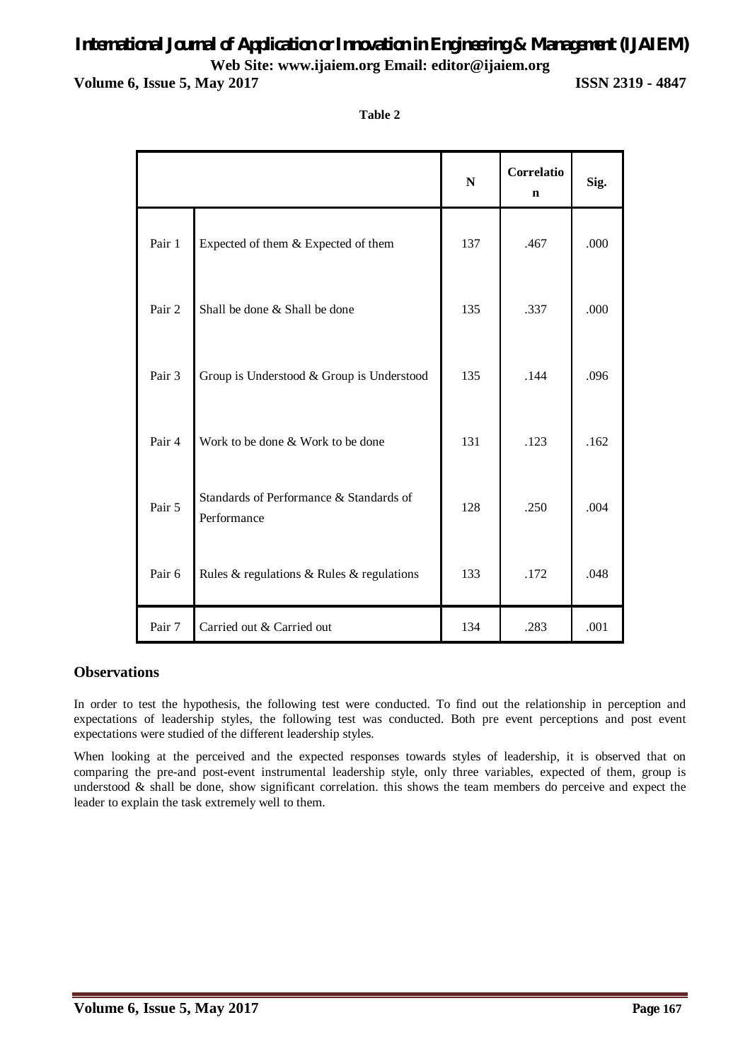**Table 2**

| | | N | Correlation | Sig. |
|---|---|---|---|---|
| Pair 1 | Expected of them & Expected of them | 137 | .467 | .000 |
| Pair 2 | Shall be done & Shall be done | 135 | .337 | .000 |
| Pair 3 | Group is Understood & Group is Understood | 135 | .144 | .096 |
| Pair 4 | Work to be done & Work to be done | 131 | .123 | .162 |
| Pair 5 | Standards of Performance & Standards of Performance | 128 | .250 | .004 |
| Pair 6 | Rules & regulations & Rules & regulations | 133 | .172 | .048 |
| Pair 7 | Carried out & Carried out | 134 | .283 | .001 |

## Observations

In order to test the hypothesis, the following test were conducted. To find out the relationship in perception and expectations of leadership styles, the following test was conducted. Both pre event perceptions and post event expectations were studied of the different leadership styles.

When looking at the perceived and the expected responses towards styles of leadership, it is observed that on comparing the pre-and post-event instrumental leadership style, only three variables, expected of them, group is understood & shall be done, show significant correlation. this shows the team members do perceive and expect the leader to explain the task extremely well to them.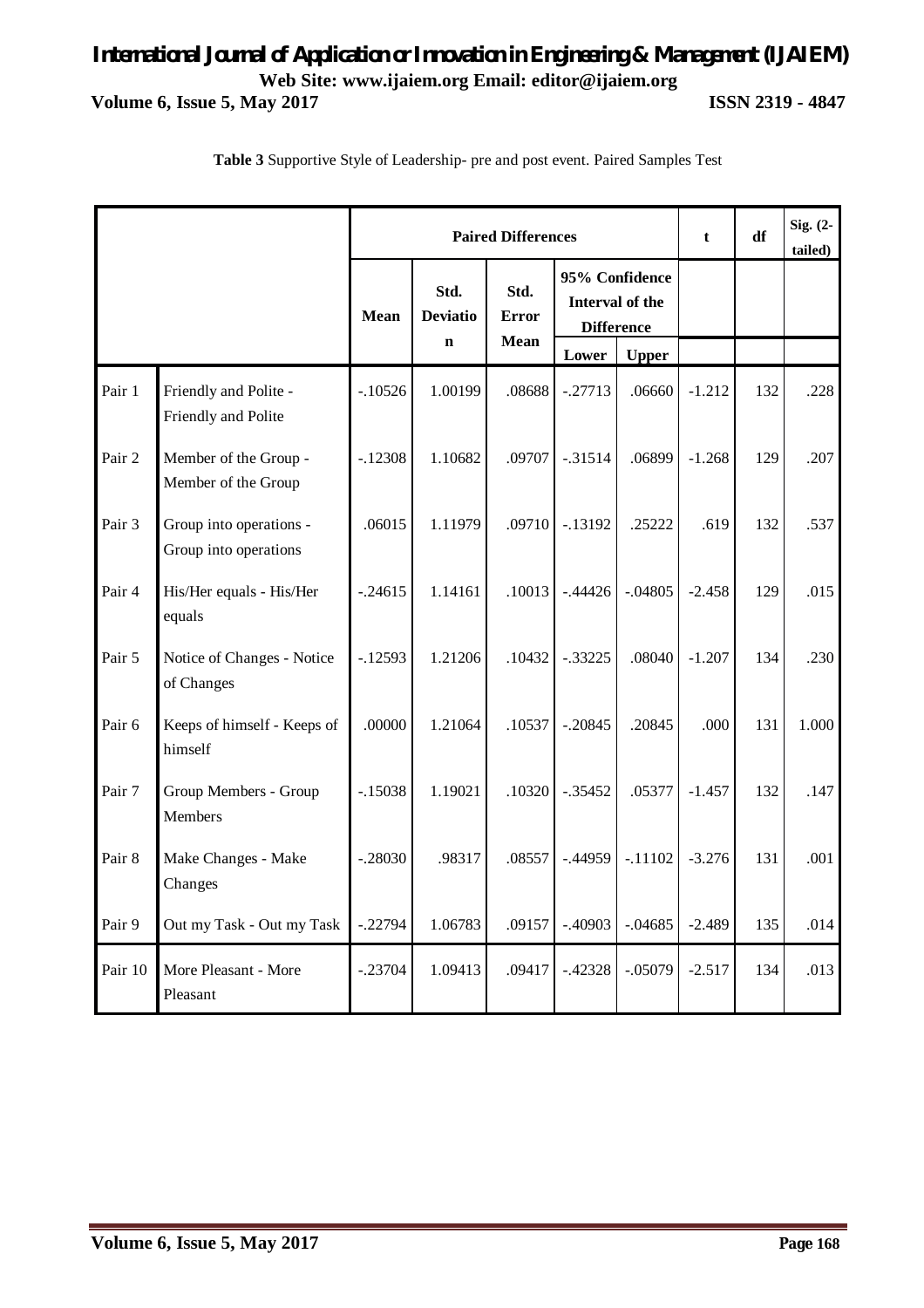**Table 3** Supportive Style of Leadership- pre and post event. Paired Samples Test

| | | Paired Differences | | | | | t | df | Sig. (2-tailed) |
|---|---|---|---|---|---|---|---|---|---|
| | | Mean | Std. Deviation | Std. Error Mean | 95% Confidence Interval of the Difference | | | | |
| | | | | | Lower | Upper | | | |
| Pair 1 | Friendly and Polite - Friendly and Polite | -.10526 | 1.00199 | .08688 | -.27713 | .06660 | -1.212 | 132 | .228 |
| Pair 2 | Member of the Group - Member of the Group | -.12308 | 1.10682 | .09707 | -.31514 | .06899 | -1.268 | 129 | .207 |
| Pair 3 | Group into operations - Group into operations | .06015 | 1.11979 | .09710 | -.13192 | .25222 | .619 | 132 | .537 |
| Pair 4 | His/Her equals - His/Her equals | -.24615 | 1.14161 | .10013 | -.44426 | -.04805 | -2.458 | 129 | .015 |
| Pair 5 | Notice of Changes - Notice of Changes | -.12593 | 1.21206 | .10432 | -.33225 | .08040 | -1.207 | 134 | .230 |
| Pair 6 | Keeps of himself - Keeps of himself | .00000 | 1.21064 | .10537 | -.20845 | .20845 | .000 | 131 | 1.000 |
| Pair 7 | Group Members - Group Members | -.15038 | 1.19021 | .10320 | -.35452 | .05377 | -1.457 | 132 | .147 |
| Pair 8 | Make Changes - Make Changes | -.28030 | .98317 | .08557 | -.44959 | -.11102 | -3.276 | 131 | .001 |
| Pair 9 | Out my Task - Out my Task | -.22794 | 1.06783 | .09157 | -.40903 | -.04685 | -2.489 | 135 | .014 |
| Pair 10 | More Pleasant - More Pleasant | -.23704 | 1.09413 | .09417 | -.42328 | -.05079 | -2.517 | 134 | .013 |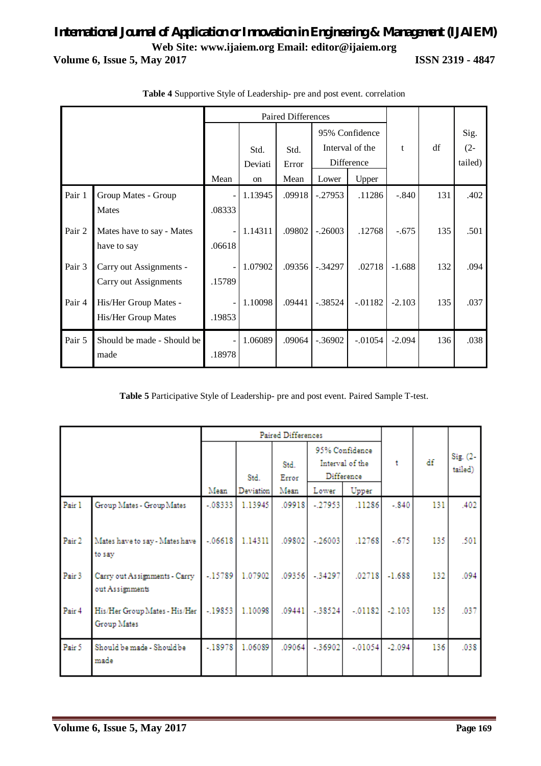**Table 4** Supportive Style of Leadership- pre and post event. correlation

| | | Paired Differences | | | | | t | df | Sig. (2-tailed) |
|---|---|---|---|---|---|---|---|---|---|
| | | Mean | Std. Deviation | Std. Error Mean | 95% Confidence Interval of the Difference | | | | |
| | | | | | Lower | Upper | | | |
| Pair 1 | Group Mates - Group Mates | -.08333 | 1.13945 | .09918 | -.27953 | .11286 | -.840 | 131 | .402 |
| Pair 2 | Mates have to say - Mates have to say | -.06618 | 1.14311 | .09802 | -.26003 | .12768 | -.675 | 135 | .501 |
| Pair 3 | Carry out Assignments - Carry out Assignments | -.15789 | 1.07902 | .09356 | -.34297 | .02718 | -1.688 | 132 | .094 |
| Pair 4 | His/Her Group Mates - His/Her Group Mates | -.19853 | 1.10098 | .09441 | -.38524 | -.01182 | -2.103 | 135 | .037 |
| Pair 5 | Should be made - Should be made | -.18978 | 1.06089 | .09064 | -.36902 | -.01054 | -2.094 | 136 | .038 |

**Table 5** Participative Style of Leadership- pre and post event. Paired Sample T-test.

| | | Paired Differences | | | | | t | df | Sig. (2-tailed) |
|---|---|---|---|---|---|---|---|---|---|
| | | Mean | Std. Deviation | Std. Error Mean | 95% Confidence Interval of the Difference | | | | |
| | | | | | Lower | Upper | | | |
| Pair 1 | Group Mates - Group Mates | -.08333 | 1.13945 | .09918 | -.27953 | .11286 | -.840 | 131 | .402 |
| Pair 2 | Mates have to say - Mates have to say | -.06618 | 1.14311 | .09802 | -.26003 | .12768 | -.675 | 135 | .501 |
| Pair 3 | Carry out Assignments - Carry out Assignments | -.15789 | 1.07902 | .09356 | -.34297 | .02718 | -1.688 | 132 | .094 |
| Pair 4 | His/Her Group Mates - His/Her Group Mates | -.19853 | 1.10098 | .09441 | -.38524 | -.01182 | -2.103 | 135 | .037 |
| Pair 5 | Should be made - Should be made | -.18978 | 1.06089 | .09064 | -.36902 | -.01054 | -2.094 | 136 | .038 |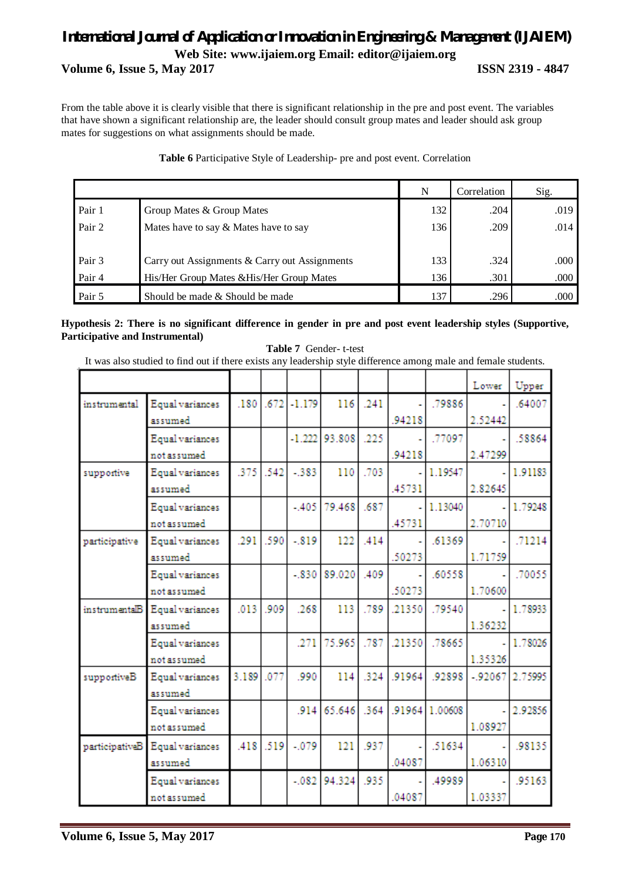From the table above it is clearly visible that there is significant relationship in the pre and post event. The variables that have shown a significant relationship are, the leader should consult group mates and leader should ask group mates for suggestions on what assignments should be made.

**Table 6** Participative Style of Leadership- pre and post event. Correlation

| | | N | Correlation | Sig. |
|---|---|---|---|---|
| Pair 1 | Group Mates & Group Mates | 132 | .204 | .019 |
| Pair 2 | Mates have to say & Mates have to say | 136 | .209 | .014 |
| Pair 3 | Carry out Assignments & Carry out Assignments | 133 | .324 | .000 |
| Pair 4 | His/Her Group Mates &His/Her Group Mates | 136 | .301 | .000 |
| Pair 5 | Should be made & Should be made | 137 | .296 | .000 |

**Hypothesis 2: There is no significant difference in gender in pre and post event leadership styles (Supportive, Participative and Instrumental)**

**Table 7** Gender- t-test

It was also studied to find out if there exists any leadership style difference among male and female students.

| | | | | | | | | | Lower | Upper |
|---|---|---|---|---|---|---|---|---|---|---|
| instrumental | Equal variances assumed | .180 | .672 | -1.179 | 116 | .241 | -.94218 | .79886 | -2.52442 | .64007 |
| | Equal variances not assumed | | | -1.222 | 93.808 | .225 | -.94218 | .77097 | -2.47299 | .58864 |
| supportive | Equal variances assumed | .375 | .542 | -.383 | 110 | .703 | -.45731 | 1.19547 | -2.82645 | 1.91183 |
| | Equal variances not assumed | | | -.405 | 79.468 | .687 | -.45731 | 1.13040 | -2.70710 | 1.79248 |
| participative | Equal variances assumed | .291 | .590 | -.819 | 122 | .414 | -.50273 | .61369 | -1.71759 | .71214 |
| | Equal variances not assumed | | | -.830 | 89.020 | .409 | -.50273 | .60558 | -1.70600 | .70055 |
| instrumentalB | Equal variances assumed | .013 | .909 | .268 | 113 | .789 | .21350 | .79540 | -1.36232 | 1.78933 |
| | Equal variances not assumed | | | .271 | 75.965 | .787 | .21350 | .78665 | -1.35326 | 1.78026 |
| supportiveB | Equal variances assumed | 3.189 | .077 | .990 | 114 | .324 | .91964 | .92898 | -.92067 | 2.75995 |
| | Equal variances not assumed | | | .914 | 65.646 | .364 | .91964 | 1.00608 | -1.08927 | 2.92856 |
| participativeB | Equal variances assumed | .418 | .519 | -.079 | 121 | .937 | -.04087 | .51634 | -1.06310 | .98135 |
| | Equal variances not assumed | | | -.082 | 94.324 | .935 | -.04087 | .49989 | -1.03337 | .95163 |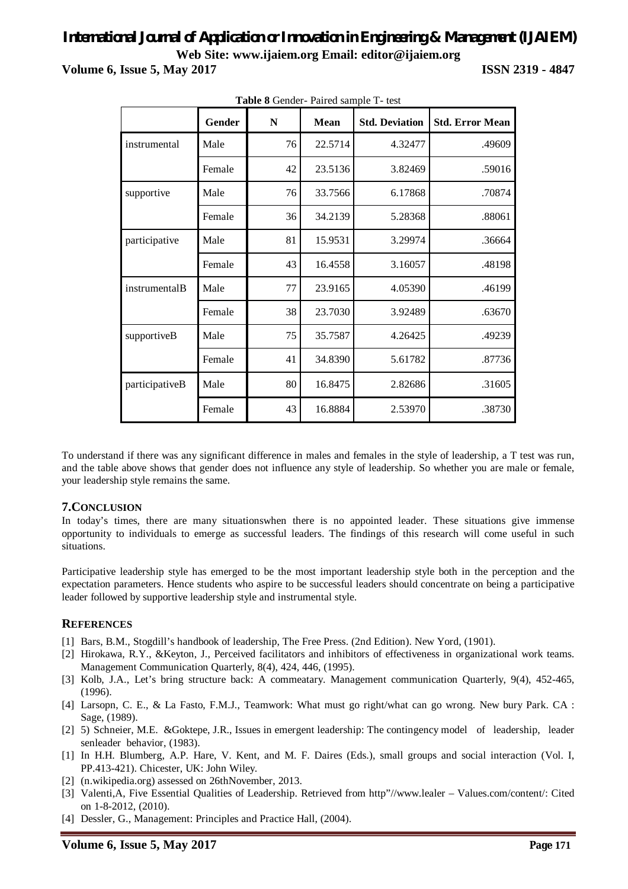**Table 8** Gender- Paired sample T- test

| | Gender | N | Mean | Std. Deviation | Std. Error Mean |
|---|---|---|---|---|---|
| instrumental | Male | 76 | 22.5714 | 4.32477 | .49609 |
| | Female | 42 | 23.5136 | 3.82469 | .59016 |
| supportive | Male | 76 | 33.7566 | 6.17868 | .70874 |
| | Female | 36 | 34.2139 | 5.28368 | .88061 |
| participative | Male | 81 | 15.9531 | 3.29974 | .36664 |
| | Female | 43 | 16.4558 | 3.16057 | .48198 |
| instrumentalB | Male | 77 | 23.9165 | 4.05390 | .46199 |
| | Female | 38 | 23.7030 | 3.92489 | .63670 |
| supportiveB | Male | 75 | 35.7587 | 4.26425 | .49239 |
| | Female | 41 | 34.8390 | 5.61782 | .87736 |
| participativeB | Male | 80 | 16.8475 | 2.82686 | .31605 |
| | Female | 43 | 16.8884 | 2.53970 | .38730 |

To understand if there was any significant difference in males and females in the style of leadership, a T test was run, and the table above shows that gender does not influence any style of leadership. So whether you are male or female, your leadership style remains the same.

## 7.CONCLUSION

In today's times, there are many situationswhen there is no appointed leader. These situations give immense opportunity to individuals to emerge as successful leaders. The findings of this research will come useful in such situations.

Participative leadership style has emerged to be the most important leadership style both in the perception and the expectation parameters. Hence students who aspire to be successful leaders should concentrate on being a participative leader followed by supportive leadership style and instrumental style.

## REFERENCES

[1] Bars, B.M., Stogdill's handbook of leadership, The Free Press. (2nd Edition). New Yord, (1901).
[2] Hirokawa, R.Y., &Keyton, J., Perceived facilitators and inhibitors of effectiveness in organizational work teams. Management Communication Quarterly, 8(4), 424, 446, (1995).
[3] Kolb, J.A., Let's bring structure back: A commeatary. Management communication Quarterly, 9(4), 452-465, (1996).
[4] Larsopn, C. E., & La Fasto, F.M.J., Teamwork: What must go right/what can go wrong. New bury Park. CA : Sage, (1989).
[2] 5) Schneier, M.E. &Goktepe, J.R., Issues in emergent leadership: The contingency model of leadership, leader senleader behavior, (1983).
[1] In H.H. Blumberg, A.P. Hare, V. Kent, and M. F. Daires (Eds.), small groups and social interaction (Vol. I, PP.413-421). Chicester, UK: John Wiley.
[2] (n.wikipedia.org) assessed on 26thNovember, 2013.
[3] Valenti,A, Five Essential Qualities of Leadership. Retrieved from http"//www.lealer – Values.com/content/: Cited on 1-8-2012, (2010).
[4] Dessler, G., Management: Principles and Practice Hall, (2004).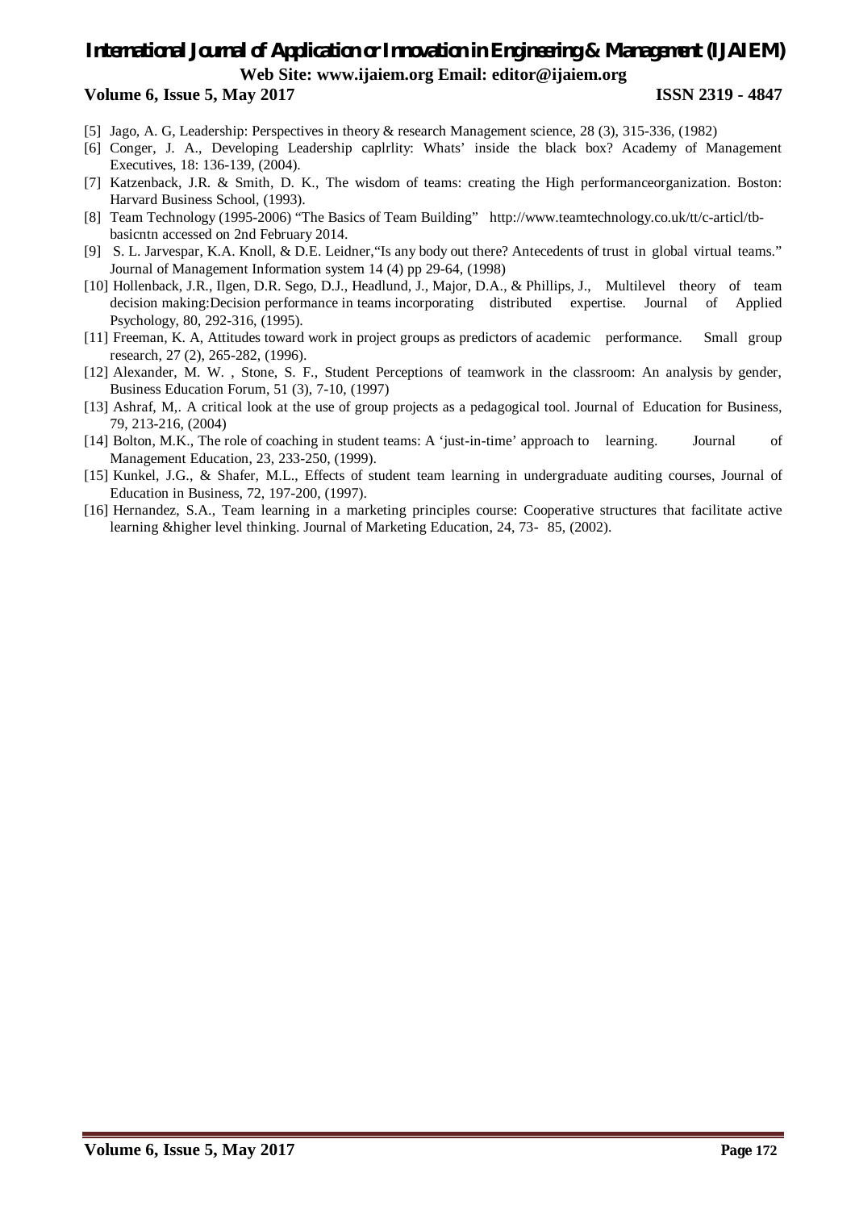[5] Jago, A. G, Leadership: Perspectives in theory & research Management science, 28 (3), 315-336, (1982)

[6] Conger, J. A., Developing Leadership caplrlity: Whats' inside the black box? Academy of Management Executives, 18: 136-139, (2004).

[7] Katzenback, J.R. & Smith, D. K., The wisdom of teams: creating the High performanceorganization. Boston: Harvard Business School, (1993).

[8] Team Technology (1995-2006) "The Basics of Team Building" http://www.teamtechnology.co.uk/tt/c-articl/tb-basicntn accessed on 2nd February 2014.

[9] S. L. Jarvespar, K.A. Knoll, & D.E. Leidner,"Is any body out there? Antecedents of trust in global virtual teams." Journal of Management Information system 14 (4) pp 29-64, (1998)

[10] Hollenback, J.R., Ilgen, D.R. Sego, D.J., Headlund, J., Major, D.A., & Phillips, J., Multilevel theory of team decision making:Decision performance in teams incorporating distributed expertise. Journal of Applied Psychology, 80, 292-316, (1995).

[11] Freeman, K. A, Attitudes toward work in project groups as predictors of academic performance. Small group research, 27 (2), 265-282, (1996).

[12] Alexander, M. W. , Stone, S. F., Student Perceptions of teamwork in the classroom: An analysis by gender, Business Education Forum, 51 (3), 7-10, (1997)

[13] Ashraf, M,. A critical look at the use of group projects as a pedagogical tool. Journal of Education for Business, 79, 213-216, (2004)

[14] Bolton, M.K., The role of coaching in student teams: A 'just-in-time' approach to learning. Journal of Management Education, 23, 233-250, (1999).

[15] Kunkel, J.G., & Shafer, M.L., Effects of student team learning in undergraduate auditing courses, Journal of Education in Business, 72, 197-200, (1997).

[16] Hernandez, S.A., Team learning in a marketing principles course: Cooperative structures that facilitate active learning &higher level thinking. Journal of Marketing Education, 24, 73- 85, (2002).